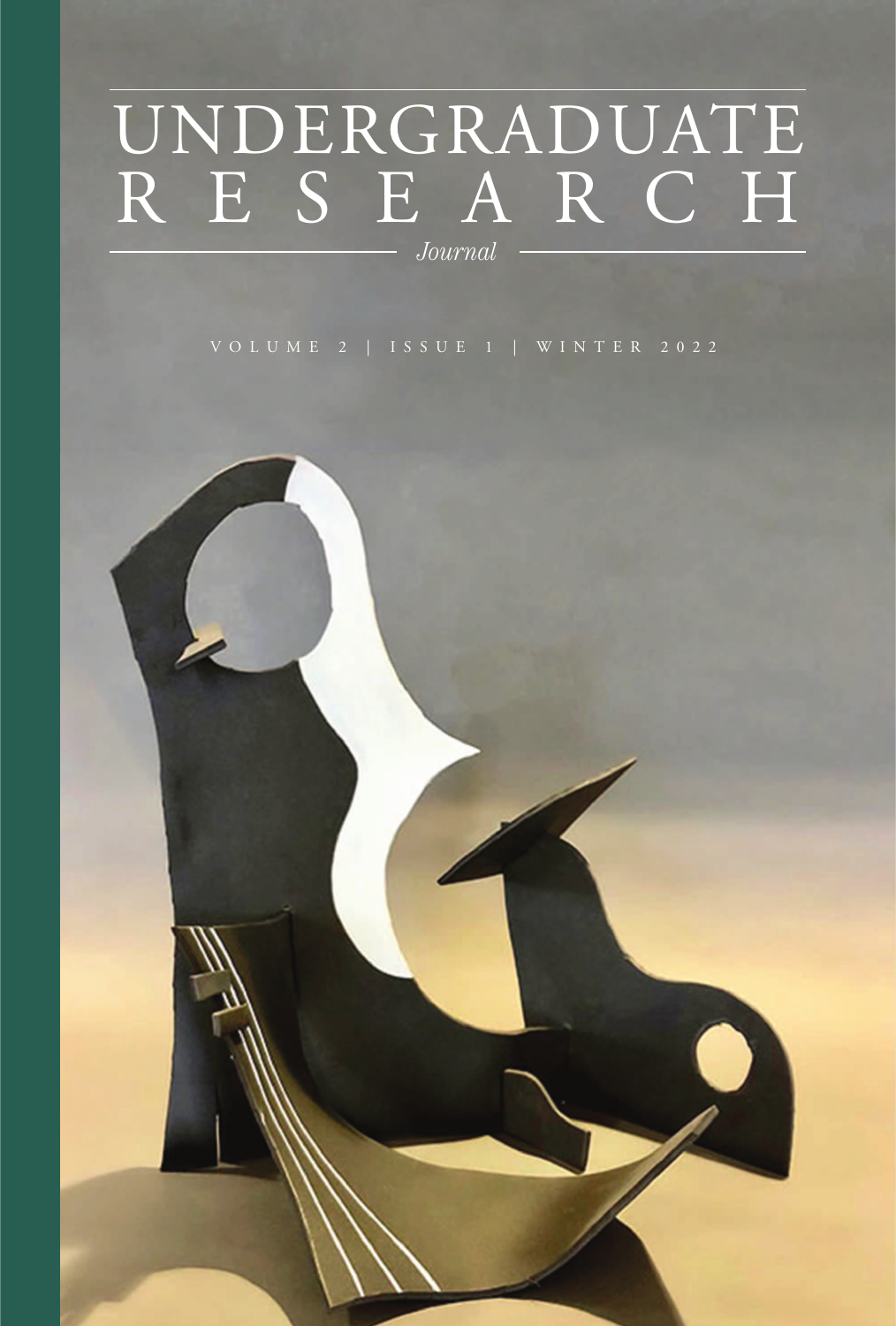# UNDERGRADUATE RESEARCH

*Journal*

VOLUME 2 | ISSUE 1 | WINTER 2022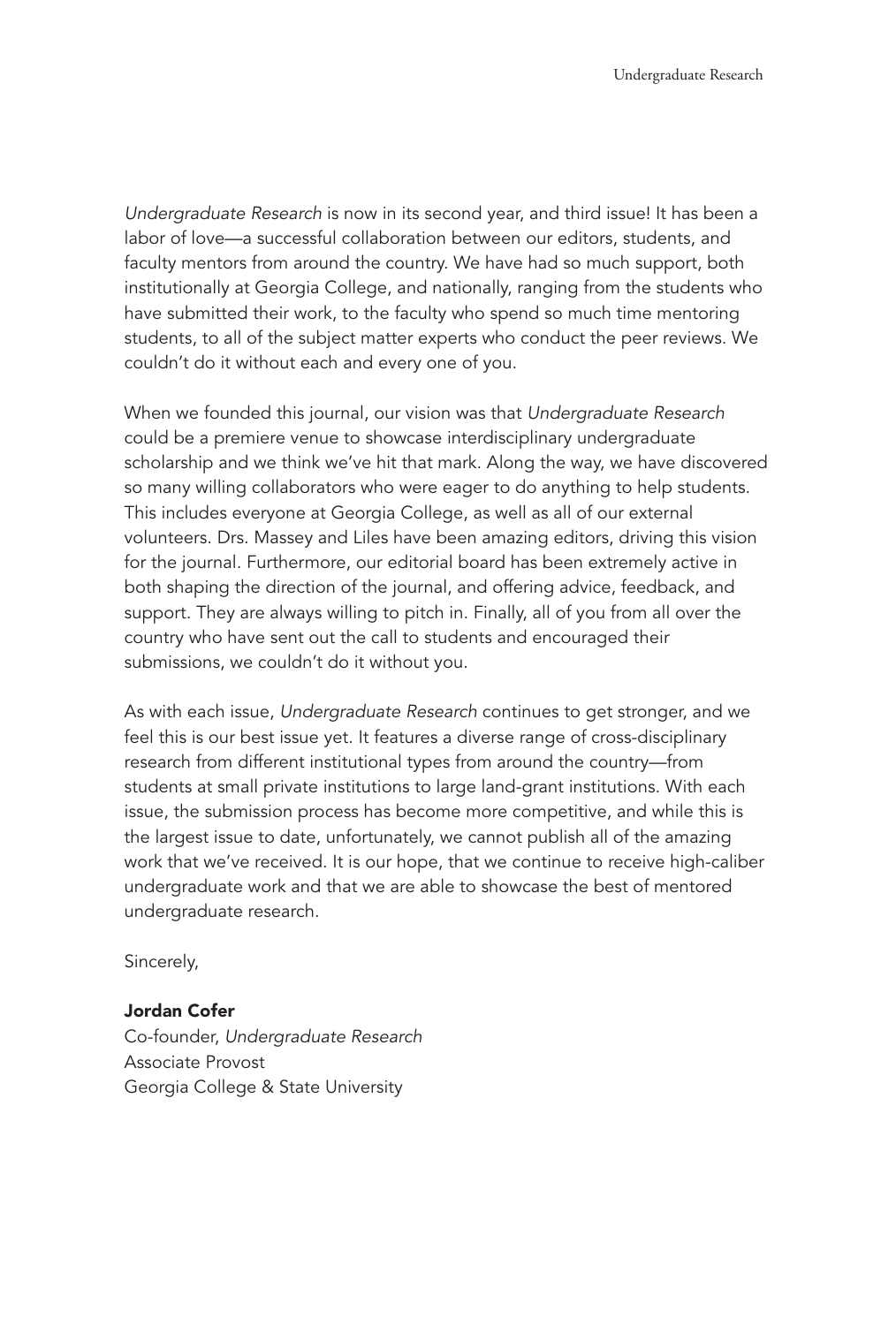*Undergraduate Research* is now in its second year, and third issue! It has been a labor of love—a successful collaboration between our editors, students, and faculty mentors from around the country. We have had so much support, both institutionally at Georgia College, and nationally, ranging from the students who have submitted their work, to the faculty who spend so much time mentoring students, to all of the subject matter experts who conduct the peer reviews. We couldn't do it without each and every one of you.

When we founded this journal, our vision was that *Undergraduate Research* could be a premiere venue to showcase interdisciplinary undergraduate scholarship and we think we've hit that mark. Along the way, we have discovered so many willing collaborators who were eager to do anything to help students. This includes everyone at Georgia College, as well as all of our external volunteers. Drs. Massey and Liles have been amazing editors, driving this vision for the journal. Furthermore, our editorial board has been extremely active in both shaping the direction of the journal, and offering advice, feedback, and support. They are always willing to pitch in. Finally, all of you from all over the country who have sent out the call to students and encouraged their submissions, we couldn't do it without you.

As with each issue, *Undergraduate Research* continues to get stronger, and we feel this is our best issue yet. It features a diverse range of cross-disciplinary research from different institutional types from around the country—from students at small private institutions to large land-grant institutions. With each issue, the submission process has become more competitive, and while this is the largest issue to date, unfortunately, we cannot publish all of the amazing work that we've received. It is our hope, that we continue to receive high-caliber undergraduate work and that we are able to showcase the best of mentored undergraduate research.

Sincerely,

**Jordan Cofer**
Co-founder, *Undergraduate Research*
Associate Provost
Georgia College & State University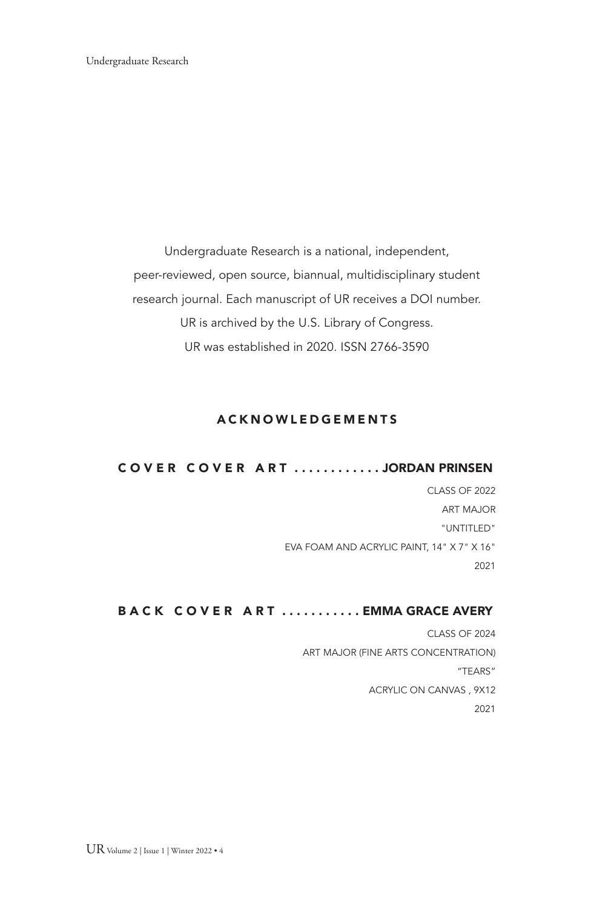Undergraduate Research is a national, independent, peer-reviewed, open source, biannual, multidisciplinary student research journal. Each manuscript of UR receives a DOI number. UR is archived by the U.S. Library of Congress. UR was established in 2020. ISSN 2766-3590

## ACKNOWLEDGEMENTS

### COVER COVER ART ............ JORDAN PRINSEN

CLASS OF 2022
ART MAJOR
"UNTITLED"
EVA FOAM AND ACRYLIC PAINT, 14" X 7" X 16"
2021

### BACK COVER ART ........... EMMA GRACE AVERY

CLASS OF 2024
ART MAJOR (FINE ARTS CONCENTRATION)
"TEARS"
ACRYLIC ON CANVAS , 9X12
2021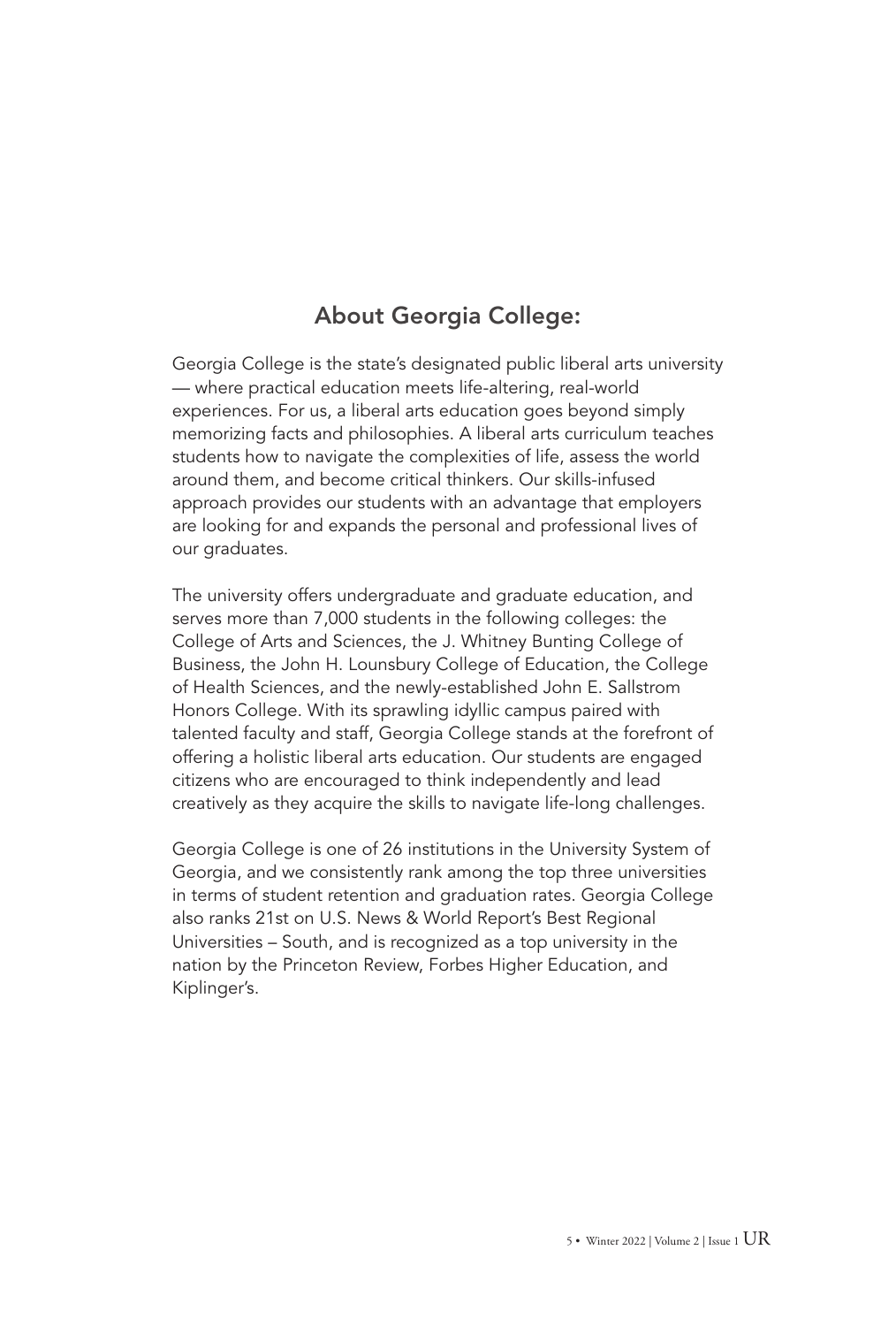## About Georgia College:

Georgia College is the state's designated public liberal arts university — where practical education meets life-altering, real-world experiences. For us, a liberal arts education goes beyond simply memorizing facts and philosophies. A liberal arts curriculum teaches students how to navigate the complexities of life, assess the world around them, and become critical thinkers. Our skills-infused approach provides our students with an advantage that employers are looking for and expands the personal and professional lives of our graduates.

The university offers undergraduate and graduate education, and serves more than 7,000 students in the following colleges: the College of Arts and Sciences, the J. Whitney Bunting College of Business, the John H. Lounsbury College of Education, the College of Health Sciences, and the newly-established John E. Sallstrom Honors College. With its sprawling idyllic campus paired with talented faculty and staff, Georgia College stands at the forefront of offering a holistic liberal arts education. Our students are engaged citizens who are encouraged to think independently and lead creatively as they acquire the skills to navigate life-long challenges.

Georgia College is one of 26 institutions in the University System of Georgia, and we consistently rank among the top three universities in terms of student retention and graduation rates. Georgia College also ranks 21st on U.S. News & World Report's Best Regional Universities – South, and is recognized as a top university in the nation by the Princeton Review, Forbes Higher Education, and Kiplinger's.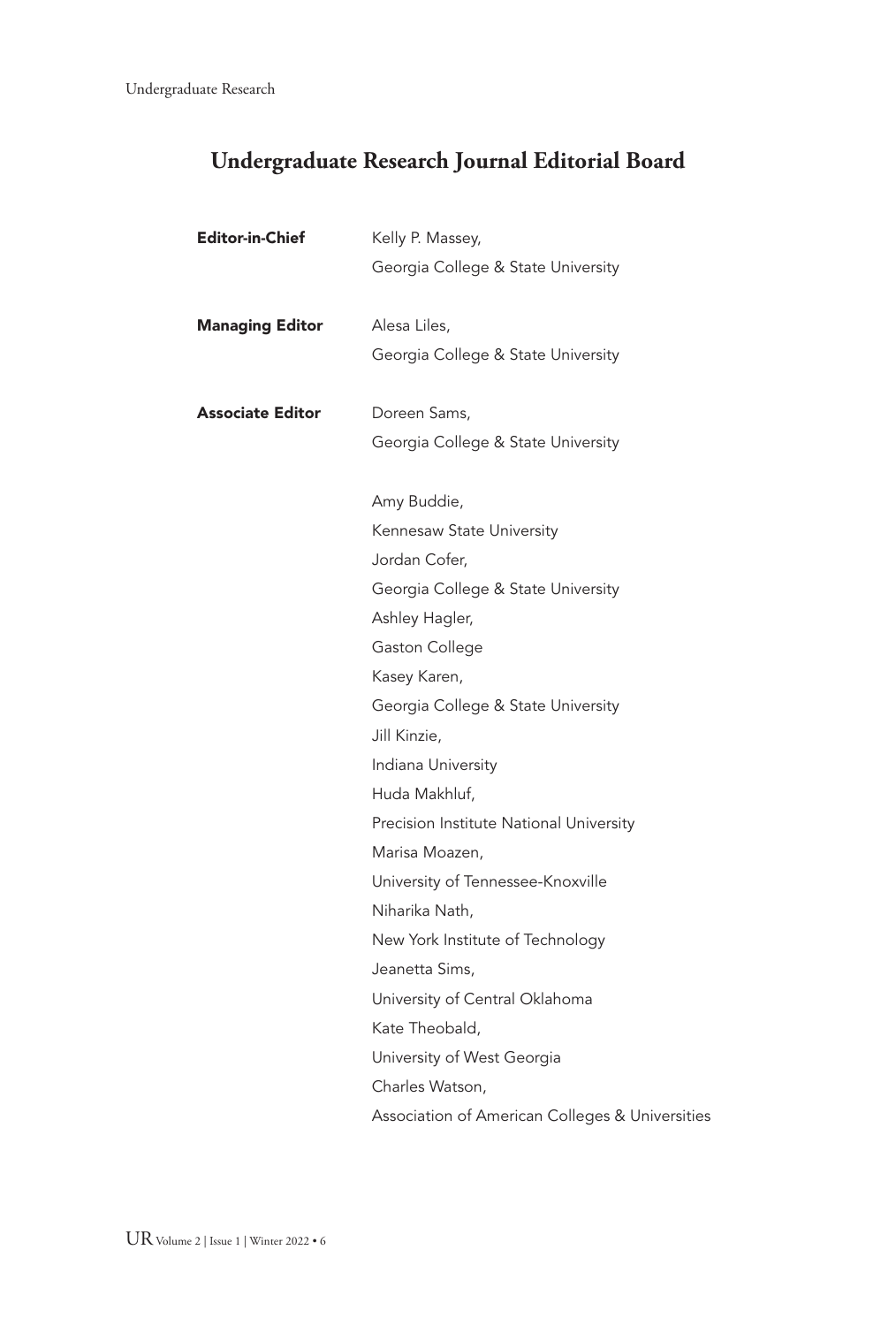## Undergraduate Research Journal Editorial Board

**Editor-in-Chief**
Kelly P. Massey,
Georgia College & State University

**Managing Editor**
Alesa Liles,
Georgia College & State University

**Associate Editor**
Doreen Sams,
Georgia College & State University

Amy Buddie,
Kennesaw State University

Jordan Cofer,
Georgia College & State University

Ashley Hagler,
Gaston College

Kasey Karen,
Georgia College & State University

Jill Kinzie,
Indiana University

Huda Makhluf,
Precision Institute National University

Marisa Moazen,
University of Tennessee-Knoxville

Niharika Nath,
New York Institute of Technology

Jeanetta Sims,
University of Central Oklahoma

Kate Theobald,
University of West Georgia

Charles Watson,
Association of American Colleges & Universities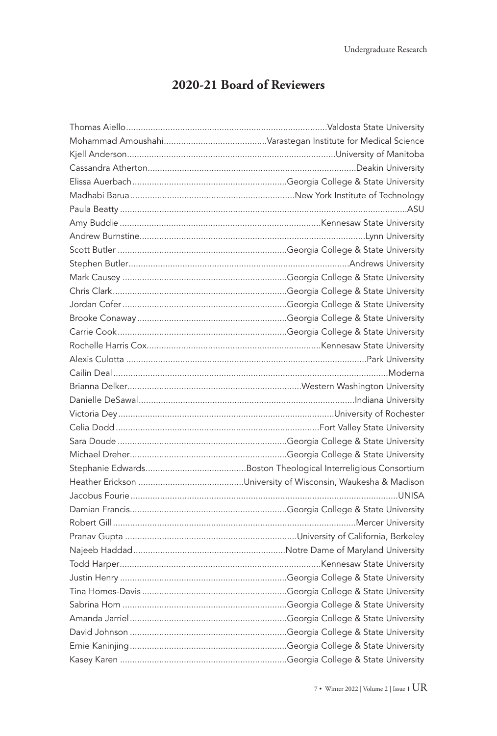## 2020-21 Board of Reviewers

| | |
|---|---|
| Thomas Aiello | Valdosta State University |
| Mohammad Amoushahi | Varastegan Institute for Medical Science |
| Kjell Anderson | University of Manitoba |
| Cassandra Atherton | Deakin University |
| Elissa Auerbach | Georgia College & State University |
| Madhabi Barua | New York Institute of Technology |
| Paula Beatty | ASU |
| Amy Buddie | Kennesaw State University |
| Andrew Burnstine | Lynn University |
| Scott Butler | Georgia College & State University |
| Stephen Butler | Andrews University |
| Mark Causey | Georgia College & State University |
| Chris Clark | Georgia College & State University |
| Jordan Cofer | Georgia College & State University |
| Brooke Conaway | Georgia College & State University |
| Carrie Cook | Georgia College & State University |
| Rochelle Harris Cox | Kennesaw State University |
| Alexis Culotta | Park University |
| Cailin Deal | Moderna |
| Brianna Delker | Western Washington University |
| Danielle DeSawal | Indiana University |
| Victoria Dey | University of Rochester |
| Celia Dodd | Fort Valley State University |
| Sara Doude | Georgia College & State University |
| Michael Dreher | Georgia College & State University |
| Stephanie Edwards | Boston Theological Interreligious Consortium |
| Heather Erickson | University of Wisconsin, Waukesha & Madison |
| Jacobus Fourie | UNISA |
| Damian Francis | Georgia College & State University |
| Robert Gill | Mercer University |
| Pranav Gupta | University of California, Berkeley |
| Najeeb Haddad | Notre Dame of Maryland University |
| Todd Harper | Kennesaw State University |
| Justin Henry | Georgia College & State University |
| Tina Homes-Davis | Georgia College & State University |
| Sabrina Hom | Georgia College & State University |
| Amanda Jarriel | Georgia College & State University |
| David Johnson | Georgia College & State University |
| Ernie Kaninjing | Georgia College & State University |
| Kasey Karen | Georgia College & State University |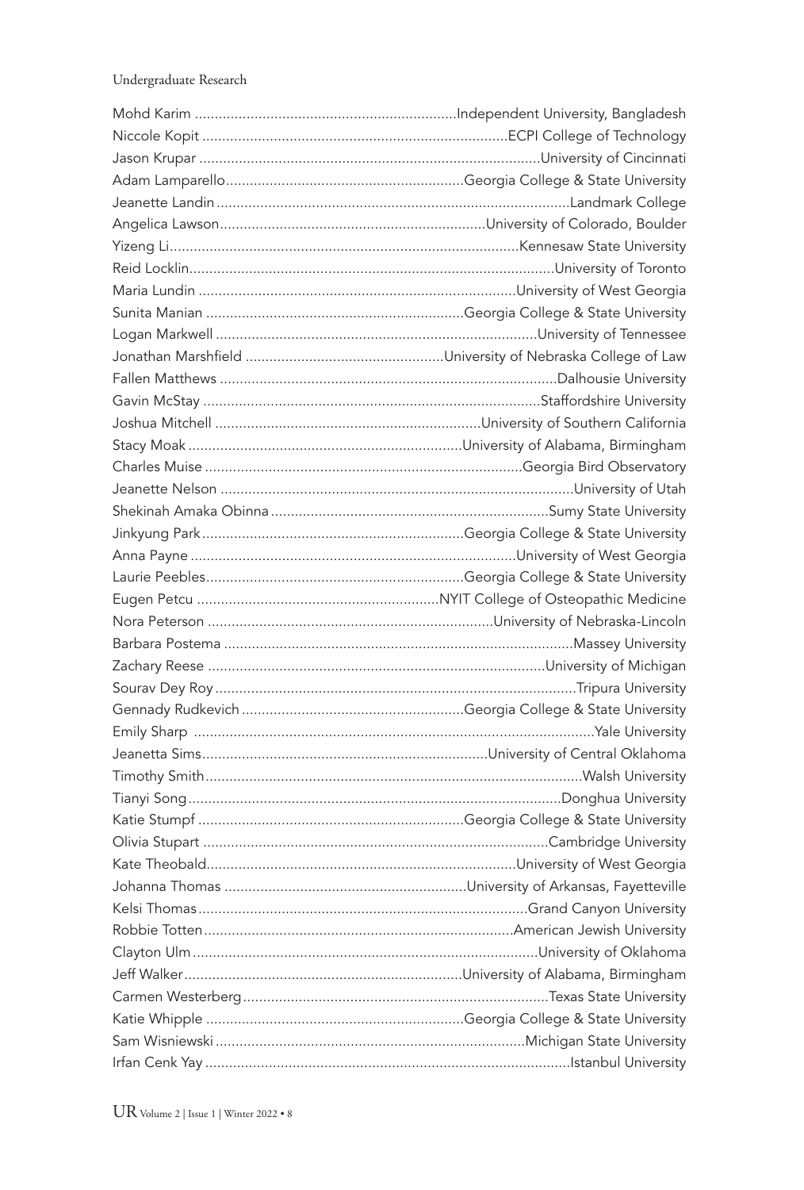Mohd Karim ..................................................................Independent University, Bangladesh
Niccole Kopit ............................................................................ECPI College of Technology
Jason Krupar .....................................................................................University of Cincinnati
Adam Lamparello...........................................................Georgia College & State University
Jeanette Landin .........................................................................................Landmark College
Angelica Lawson..................................................................University of Colorado, Boulder
Yizeng Li.......................................................................................Kennesaw State University
Reid Locklin...........................................................................................University of Toronto
Maria Lundin ...............................................................................University of West Georgia
Sunita Manian ................................................................Georgia College & State University
Logan Markwell ................................................................................University of Tennessee
Jonathan Marshfield .................................................University of Nebraska College of Law
Fallen Matthews ....................................................................................Dalhousie University
Gavin McStay ....................................................................................Staffordshire University
Joshua Mitchell ..................................................................University of Southern California
Stacy Moak ....................................................................University of Alabama, Birmingham
Charles Muise ................................................................................Georgia Bird Observatory
Jeanette Nelson ........................................................................................University of Utah
Shekinah Amaka Obinna .....................................................................Sumy State University
Jinkyung Park .................................................................Georgia College & State University
Anna Payne .................................................................................University of West Georgia
Laurie Peebles................................................................Georgia College & State University
Eugen Petcu ............................................................NYIT College of Osteopathic Medicine
Nora Peterson .......................................................................University of Nebraska-Lincoln
Barbara Postema ......................................................................................Massey University
Zachary Reese ....................................................................................University of Michigan
Sourav Dey Roy ..........................................................................................Tripura University
Gennady Rudkevich .......................................................Georgia College & State University
Emily Sharp ....................................................................................................Yale University
Jeanetta Sims.......................................................................University of Central Oklahoma
Timothy Smith.............................................................................................Walsh University
Tianyi Song.............................................................................................Donghua University
Katie Stumpf ..................................................................Georgia College & State University
Olivia Stupart .....................................................................................Cambridge University
Kate Theobald.............................................................................University of West Georgia
Johanna Thomas ............................................................University of Arkansas, Fayetteville
Kelsi Thomas..................................................................................Grand Canyon University
Robbie Totten.............................................................................American Jewish University
Clayton Ulm ......................................................................................University of Oklahoma
Jeff Walker.....................................................................University of Alabama, Birmingham
Carmen Westerberg............................................................................Texas State University
Katie Whipple .................................................................Georgia College & State University
Sam Wisniewski ............................................................................Michigan State University
Irfan Cenk Yay ..........................................................................................Istanbul University